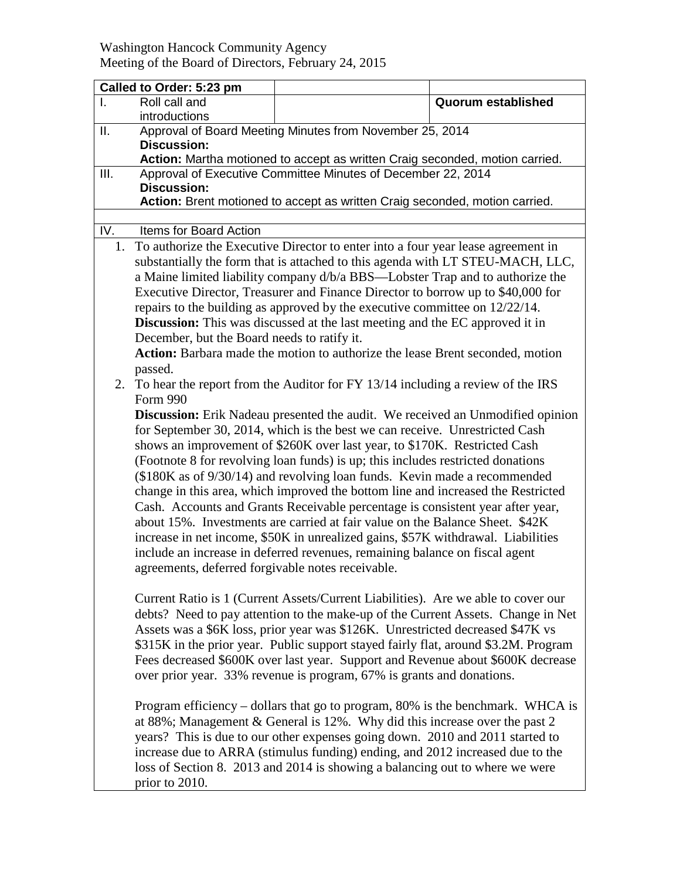Washington Hancock Community Agency
Meeting of the Board of Directors, February 24, 2015

| **Called to Order: 5:23 pm** | | |
|---|---|---|
| I. Roll call and introductions | | **Quorum established** |
| II. Approval of Board Meeting Minutes from November 25, 2014<br>**Discussion:**<br>**Action:** Martha motioned to accept as written Craig seconded, motion carried. | | |
| III. Approval of Executive Committee Minutes of December 22, 2014<br>**Discussion:**<br>**Action:** Brent motioned to accept as written Craig seconded, motion carried. | | |
| | | |
| IV. Items for Board Action | | |

1. To authorize the Executive Director to enter into a four year lease agreement in substantially the form that is attached to this agenda with LT STEU-MACH, LLC, a Maine limited liability company d/b/a BBS—Lobster Trap and to authorize the Executive Director, Treasurer and Finance Director to borrow up to $40,000 for repairs to the building as approved by the executive committee on 12/22/14.
   **Discussion:** This was discussed at the last meeting and the EC approved it in December, but the Board needs to ratify it.
   **Action:** Barbara made the motion to authorize the lease Brent seconded, motion passed.
2. To hear the report from the Auditor for FY 13/14 including a review of the IRS Form 990
   **Discussion:** Erik Nadeau presented the audit. We received an Unmodified opinion for September 30, 2014, which is the best we can receive. Unrestricted Cash shows an improvement of $260K over last year, to $170K. Restricted Cash (Footnote 8 for revolving loan funds) is up; this includes restricted donations ($180K as of 9/30/14) and revolving loan funds. Kevin made a recommended change in this area, which improved the bottom line and increased the Restricted Cash. Accounts and Grants Receivable percentage is consistent year after year, about 15%. Investments are carried at fair value on the Balance Sheet. $42K increase in net income, $50K in unrealized gains, $57K withdrawal. Liabilities include an increase in deferred revenues, remaining balance on fiscal agent agreements, deferred forgivable notes receivable.

   Current Ratio is 1 (Current Assets/Current Liabilities). Are we able to cover our debts? Need to pay attention to the make-up of the Current Assets. Change in Net Assets was a $6K loss, prior year was $126K. Unrestricted decreased $47K vs $315K in the prior year. Public support stayed fairly flat, around $3.2M. Program Fees decreased $600K over last year. Support and Revenue about $600K decrease over prior year. 33% revenue is program, 67% is grants and donations.

   Program efficiency – dollars that go to program, 80% is the benchmark. WHCA is at 88%; Management & General is 12%. Why did this increase over the past 2 years? This is due to our other expenses going down. 2010 and 2011 started to increase due to ARRA (stimulus funding) ending, and 2012 increased due to the loss of Section 8. 2013 and 2014 is showing a balancing out to where we were prior to 2010.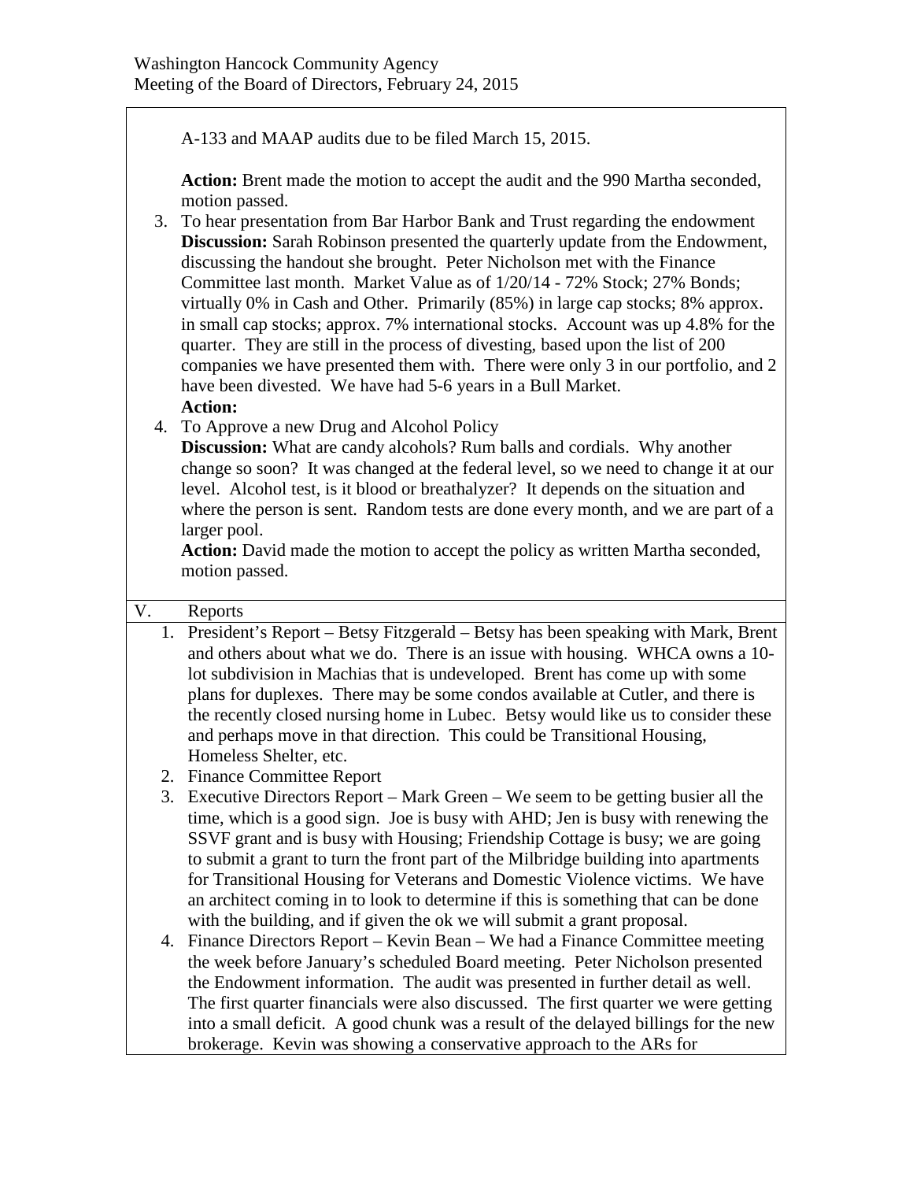A-133 and MAAP audits due to be filed March 15, 2015.

**Action:** Brent made the motion to accept the audit and the 990 Martha seconded, motion passed.

3. To hear presentation from Bar Harbor Bank and Trust regarding the endowment
   **Discussion:** Sarah Robinson presented the quarterly update from the Endowment, discussing the handout she brought. Peter Nicholson met with the Finance Committee last month. Market Value as of 1/20/14 - 72% Stock; 27% Bonds; virtually 0% in Cash and Other. Primarily (85%) in large cap stocks; 8% approx. in small cap stocks; approx. 7% international stocks. Account was up 4.8% for the quarter. They are still in the process of divesting, based upon the list of 200 companies we have presented them with. There were only 3 in our portfolio, and 2 have been divested. We have had 5-6 years in a Bull Market.
   **Action:**
4. To Approve a new Drug and Alcohol Policy
   **Discussion:** What are candy alcohols? Rum balls and cordials. Why another change so soon? It was changed at the federal level, so we need to change it at our level. Alcohol test, is it blood or breathalyzer? It depends on the situation and where the person is sent. Random tests are done every month, and we are part of a larger pool.
   **Action:** David made the motion to accept the policy as written Martha seconded, motion passed.

V. Reports

1. President's Report – Betsy Fitzgerald – Betsy has been speaking with Mark, Brent and others about what we do. There is an issue with housing. WHCA owns a 10-lot subdivision in Machias that is undeveloped. Brent has come up with some plans for duplexes. There may be some condos available at Cutler, and there is the recently closed nursing home in Lubec. Betsy would like us to consider these and perhaps move in that direction. This could be Transitional Housing, Homeless Shelter, etc.
2. Finance Committee Report
3. Executive Directors Report – Mark Green – We seem to be getting busier all the time, which is a good sign. Joe is busy with AHD; Jen is busy with renewing the SSVF grant and is busy with Housing; Friendship Cottage is busy; we are going to submit a grant to turn the front part of the Milbridge building into apartments for Transitional Housing for Veterans and Domestic Violence victims. We have an architect coming in to look to determine if this is something that can be done with the building, and if given the ok we will submit a grant proposal.
4. Finance Directors Report – Kevin Bean – We had a Finance Committee meeting the week before January's scheduled Board meeting. Peter Nicholson presented the Endowment information. The audit was presented in further detail as well. The first quarter financials were also discussed. The first quarter we were getting into a small deficit. A good chunk was a result of the delayed billings for the new brokerage. Kevin was showing a conservative approach to the ARs for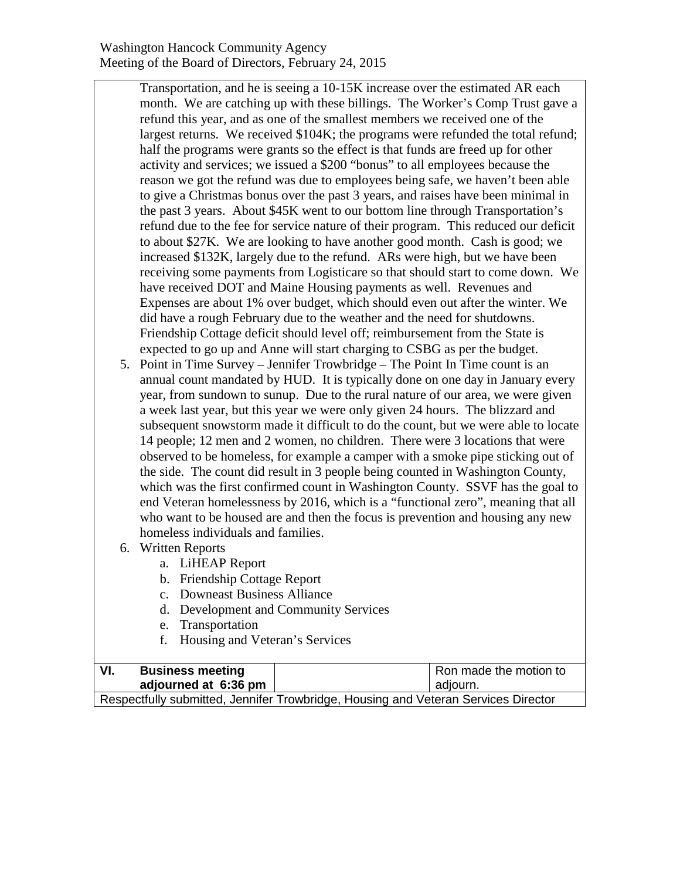Transportation, and he is seeing a 10-15K increase over the estimated AR each month. We are catching up with these billings. The Worker's Comp Trust gave a refund this year, and as one of the smallest members we received one of the largest returns. We received $104K; the programs were refunded the total refund; half the programs were grants so the effect is that funds are freed up for other activity and services; we issued a $200 "bonus" to all employees because the reason we got the refund was due to employees being safe, we haven't been able to give a Christmas bonus over the past 3 years, and raises have been minimal in the past 3 years. About $45K went to our bottom line through Transportation's refund due to the fee for service nature of their program. This reduced our deficit to about $27K. We are looking to have another good month. Cash is good; we increased $132K, largely due to the refund. ARs were high, but we have been receiving some payments from Logisticare so that should start to come down. We have received DOT and Maine Housing payments as well. Revenues and Expenses are about 1% over budget, which should even out after the winter. We did have a rough February due to the weather and the need for shutdowns. Friendship Cottage deficit should level off; reimbursement from the State is expected to go up and Anne will start charging to CSBG as per the budget.

5. Point in Time Survey – Jennifer Trowbridge – The Point In Time count is an annual count mandated by HUD. It is typically done on one day in January every year, from sundown to sunup. Due to the rural nature of our area, we were given a week last year, but this year we were only given 24 hours. The blizzard and subsequent snowstorm made it difficult to do the count, but we were able to locate 14 people; 12 men and 2 women, no children. There were 3 locations that were observed to be homeless, for example a camper with a smoke pipe sticking out of the side. The count did result in 3 people being counted in Washington County, which was the first confirmed count in Washington County. SSVF has the goal to end Veteran homelessness by 2016, which is a "functional zero", meaning that all who want to be housed are and then the focus is prevention and housing any new homeless individuals and families.
6. Written Reports
   a. LiHEAP Report
   b. Friendship Cottage Report
   c. Downeast Business Alliance
   d. Development and Community Services
   e. Transportation
   f. Housing and Veteran's Services

| | | | |
|---|---|---|---|
| **VI.** | **Business meeting adjourned at 6:36 pm** | | Ron made the motion to adjourn. |
| Respectfully submitted, Jennifer Trowbridge, Housing and Veteran Services Director | | | |